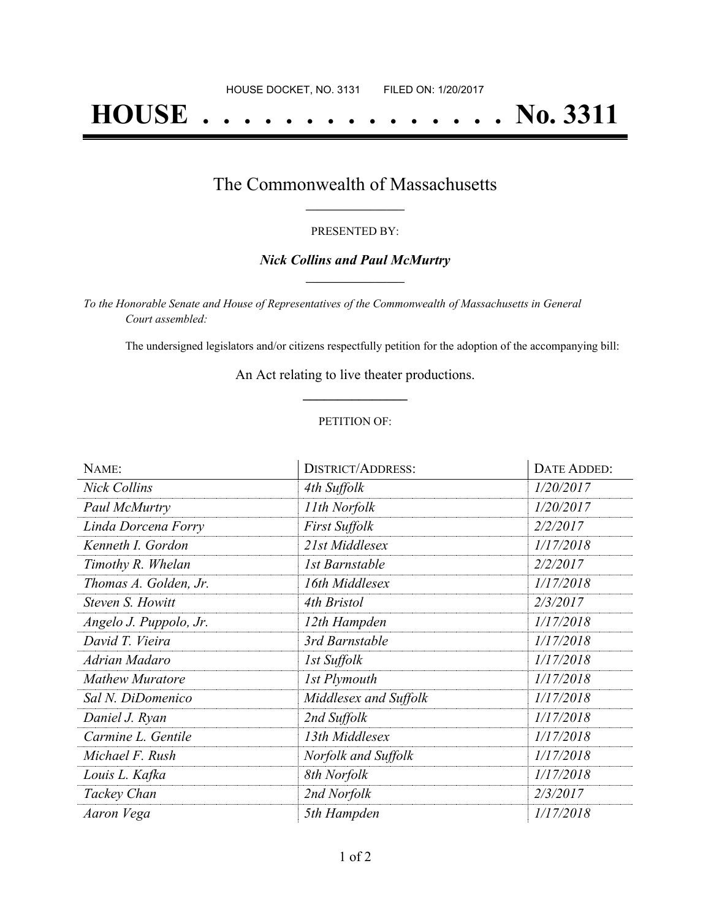HOUSE DOCKET, NO. 3131 FILED ON: 1/20/2017

# HOUSE . . . . . . . . . . . . . . . No. 3311

## The Commonwealth of Massachusetts

PRESENTED BY:

***Nick Collins and Paul McMurtry***

*To the Honorable Senate and House of Representatives of the Commonwealth of Massachusetts in General Court assembled:*

The undersigned legislators and/or citizens respectfully petition for the adoption of the accompanying bill:

An Act relating to live theater productions.

PETITION OF:

| NAME: | DISTRICT/ADDRESS: | DATE ADDED: |
|---|---|---|
| *Nick Collins* | *4th Suffolk* | *1/20/2017* |
| *Paul McMurtry* | *11th Norfolk* | *1/20/2017* |
| *Linda Dorcena Forry* | *First Suffolk* | *2/2/2017* |
| *Kenneth I. Gordon* | *21st Middlesex* | *1/17/2018* |
| *Timothy R. Whelan* | *1st Barnstable* | *2/2/2017* |
| *Thomas A. Golden, Jr.* | *16th Middlesex* | *1/17/2018* |
| *Steven S. Howitt* | *4th Bristol* | *2/3/2017* |
| *Angelo J. Puppolo, Jr.* | *12th Hampden* | *1/17/2018* |
| *David T. Vieira* | *3rd Barnstable* | *1/17/2018* |
| *Adrian Madaro* | *1st Suffolk* | *1/17/2018* |
| *Mathew Muratore* | *1st Plymouth* | *1/17/2018* |
| *Sal N. DiDomenico* | *Middlesex and Suffolk* | *1/17/2018* |
| *Daniel J. Ryan* | *2nd Suffolk* | *1/17/2018* |
| *Carmine L. Gentile* | *13th Middlesex* | *1/17/2018* |
| *Michael F. Rush* | *Norfolk and Suffolk* | *1/17/2018* |
| *Louis L. Kafka* | *8th Norfolk* | *1/17/2018* |
| *Tackey Chan* | *2nd Norfolk* | *2/3/2017* |
| *Aaron Vega* | *5th Hampden* | *1/17/2018* |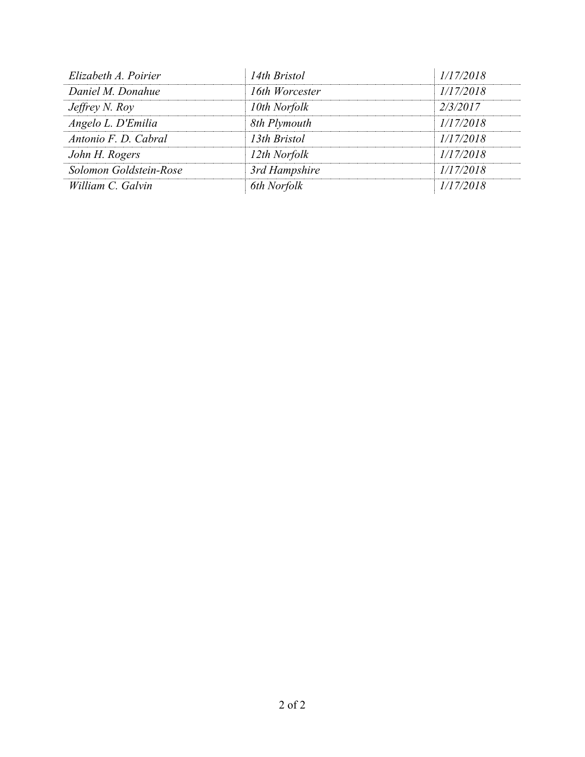| | | |
|---|---|---|
| *Elizabeth A. Poirier* | *14th Bristol* | *1/17/2018* |
| *Daniel M. Donahue* | *16th Worcester* | *1/17/2018* |
| *Jeffrey N. Roy* | *10th Norfolk* | *2/3/2017* |
| *Angelo L. D'Emilia* | *8th Plymouth* | *1/17/2018* |
| *Antonio F. D. Cabral* | *13th Bristol* | *1/17/2018* |
| *John H. Rogers* | *12th Norfolk* | *1/17/2018* |
| *Solomon Goldstein-Rose* | *3rd Hampshire* | *1/17/2018* |
| *William C. Galvin* | *6th Norfolk* | *1/17/2018* |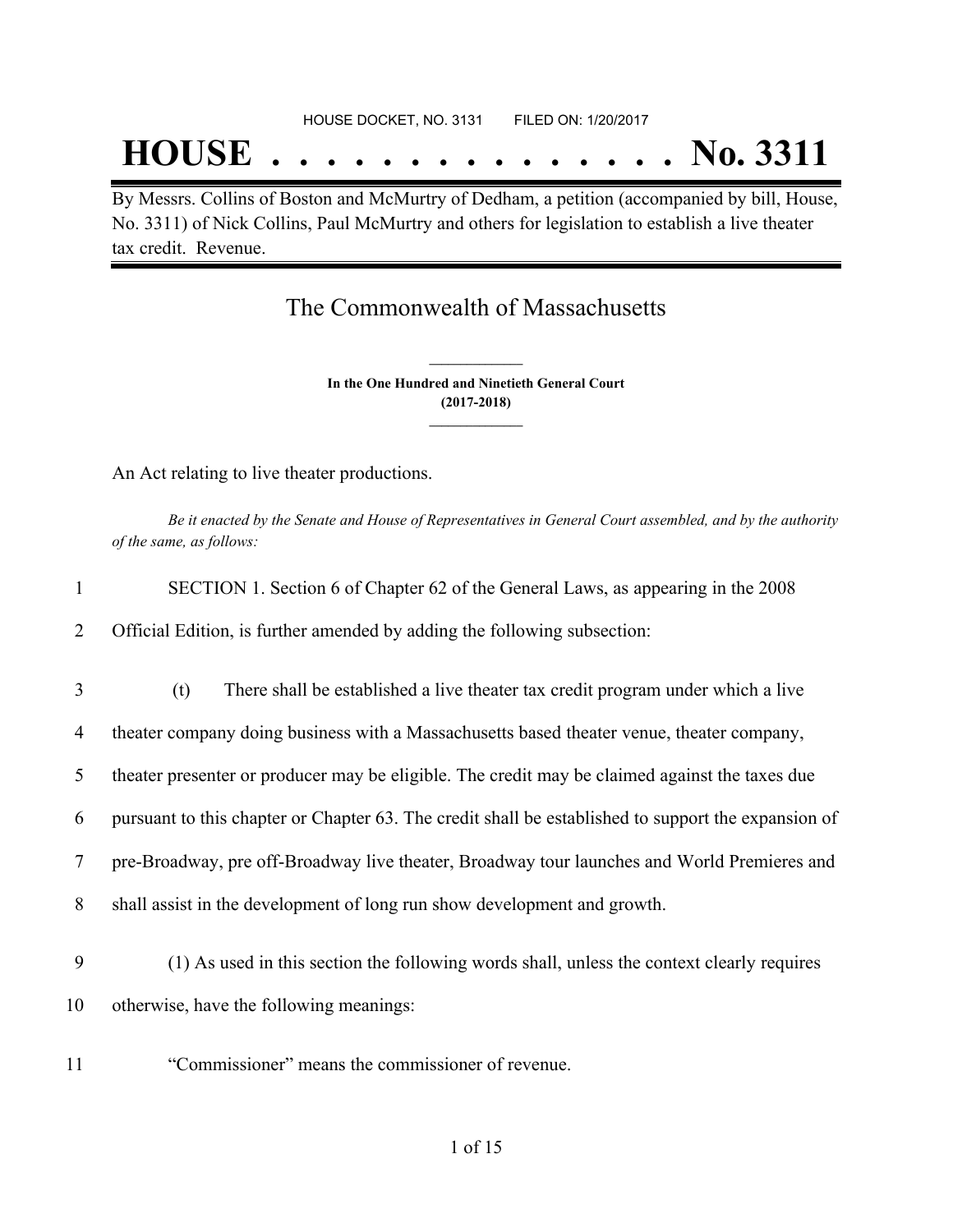HOUSE DOCKET, NO. 3131 FILED ON: 1/20/2017

# HOUSE . . . . . . . . . . . . . . . No. 3311

By Messrs. Collins of Boston and McMurtry of Dedham, a petition (accompanied by bill, House, No. 3311) of Nick Collins, Paul McMurtry and others for legislation to establish a live theater tax credit. Revenue.

## The Commonwealth of Massachusetts

**In the One Hundred and Ninetieth General Court**
**(2017-2018)**

An Act relating to live theater productions.

*Be it enacted by the Senate and House of Representatives in General Court assembled, and by the authority of the same, as follows:*

1 SECTION 1. Section 6 of Chapter 62 of the General Laws, as appearing in the 2008
2 Official Edition, is further amended by adding the following subsection:

3 (t) There shall be established a live theater tax credit program under which a live
4 theater company doing business with a Massachusetts based theater venue, theater company,
5 theater presenter or producer may be eligible. The credit may be claimed against the taxes due
6 pursuant to this chapter or Chapter 63. The credit shall be established to support the expansion of
7 pre-Broadway, pre off-Broadway live theater, Broadway tour launches and World Premieres and
8 shall assist in the development of long run show development and growth.

9 (1) As used in this section the following words shall, unless the context clearly requires
10 otherwise, have the following meanings:

11 "Commissioner" means the commissioner of revenue.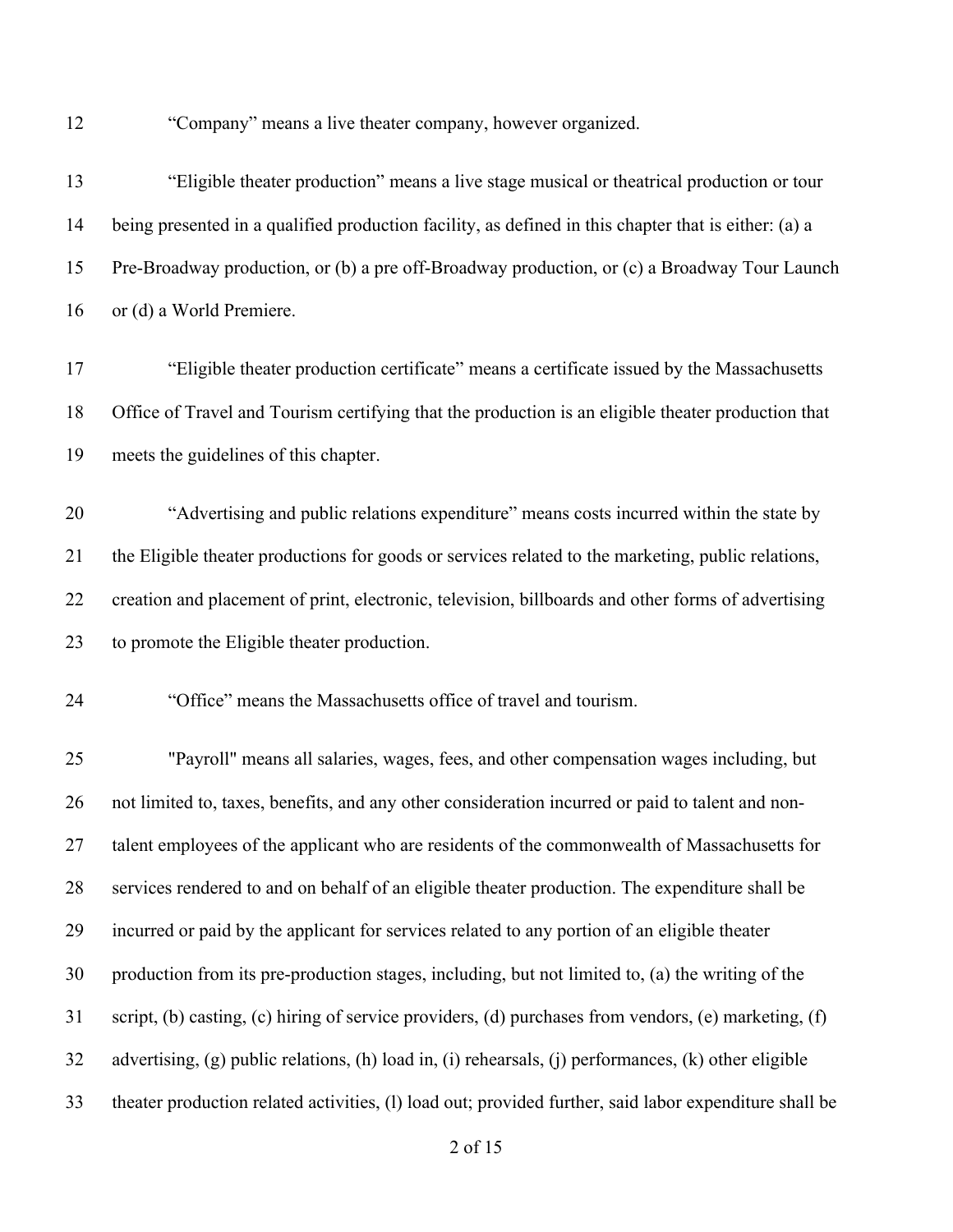"Company" means a live theater company, however organized.

"Eligible theater production" means a live stage musical or theatrical production or tour being presented in a qualified production facility, as defined in this chapter that is either: (a) a Pre-Broadway production, or (b) a pre off-Broadway production, or (c) a Broadway Tour Launch or (d) a World Premiere.

"Eligible theater production certificate" means a certificate issued by the Massachusetts Office of Travel and Tourism certifying that the production is an eligible theater production that meets the guidelines of this chapter.

"Advertising and public relations expenditure" means costs incurred within the state by the Eligible theater productions for goods or services related to the marketing, public relations, creation and placement of print, electronic, television, billboards and other forms of advertising to promote the Eligible theater production.

"Office" means the Massachusetts office of travel and tourism.

"Payroll" means all salaries, wages, fees, and other compensation wages including, but not limited to, taxes, benefits, and any other consideration incurred or paid to talent and non-talent employees of the applicant who are residents of the commonwealth of Massachusetts for services rendered to and on behalf of an eligible theater production. The expenditure shall be incurred or paid by the applicant for services related to any portion of an eligible theater production from its pre-production stages, including, but not limited to, (a) the writing of the script, (b) casting, (c) hiring of service providers, (d) purchases from vendors, (e) marketing, (f) advertising, (g) public relations, (h) load in, (i) rehearsals, (j) performances, (k) other eligible theater production related activities, (l) load out; provided further, said labor expenditure shall be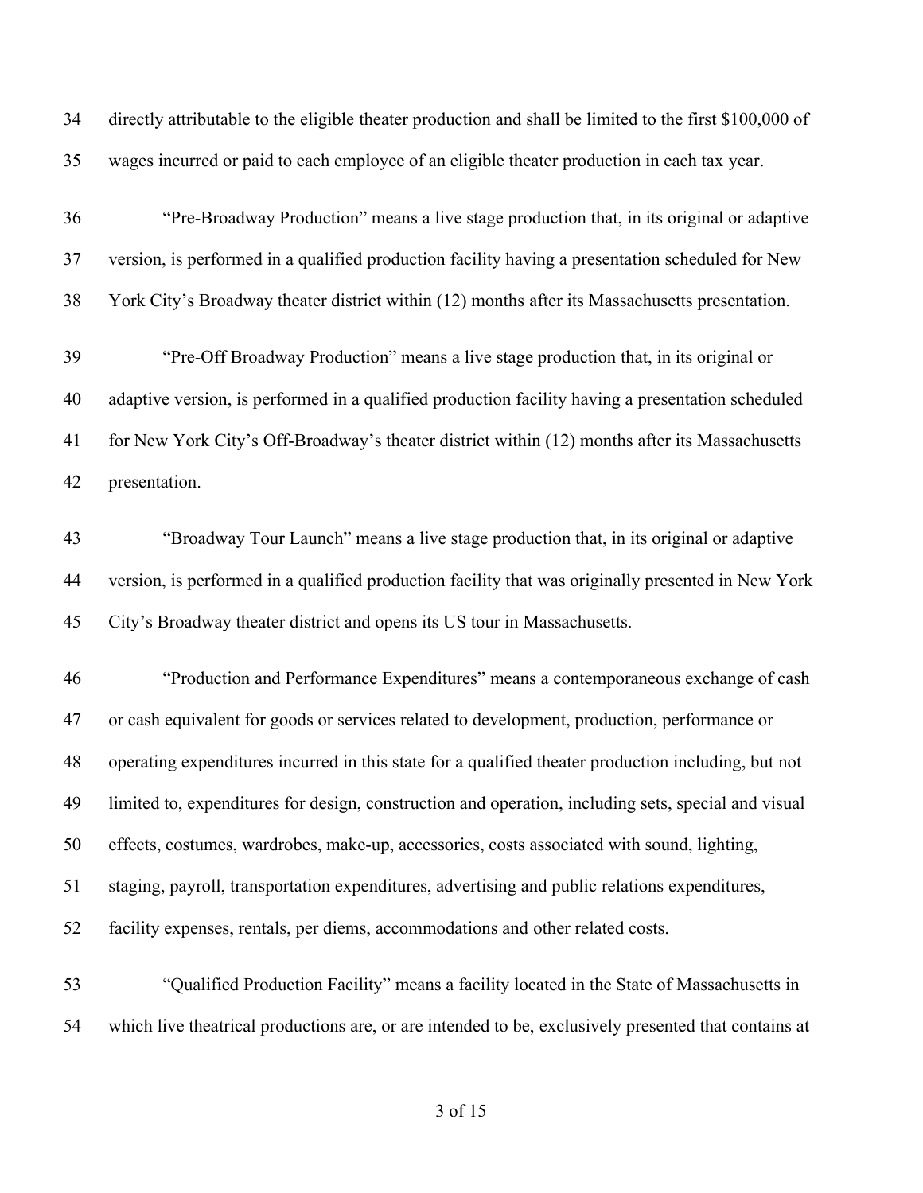directly attributable to the eligible theater production and shall be limited to the first $100,000 of wages incurred or paid to each employee of an eligible theater production in each tax year.

"Pre-Broadway Production" means a live stage production that, in its original or adaptive version, is performed in a qualified production facility having a presentation scheduled for New York City's Broadway theater district within (12) months after its Massachusetts presentation.

"Pre-Off Broadway Production" means a live stage production that, in its original or adaptive version, is performed in a qualified production facility having a presentation scheduled for New York City's Off-Broadway's theater district within (12) months after its Massachusetts presentation.

"Broadway Tour Launch" means a live stage production that, in its original or adaptive version, is performed in a qualified production facility that was originally presented in New York City's Broadway theater district and opens its US tour in Massachusetts.

"Production and Performance Expenditures" means a contemporaneous exchange of cash or cash equivalent for goods or services related to development, production, performance or operating expenditures incurred in this state for a qualified theater production including, but not limited to, expenditures for design, construction and operation, including sets, special and visual effects, costumes, wardrobes, make-up, accessories, costs associated with sound, lighting, staging, payroll, transportation expenditures, advertising and public relations expenditures, facility expenses, rentals, per diems, accommodations and other related costs.

"Qualified Production Facility" means a facility located in the State of Massachusetts in which live theatrical productions are, or are intended to be, exclusively presented that contains at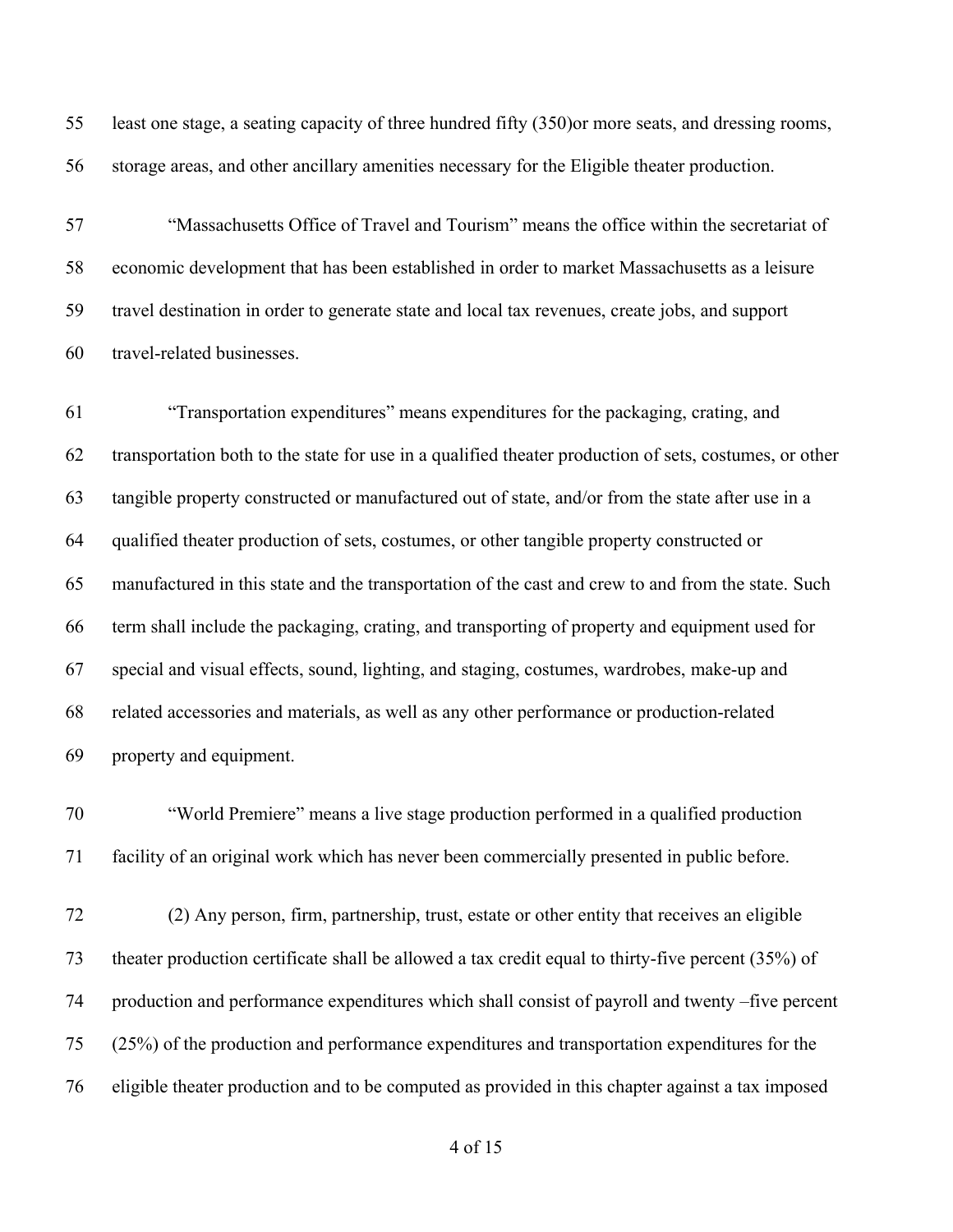least one stage, a seating capacity of three hundred fifty (350)or more seats, and dressing rooms, storage areas, and other ancillary amenities necessary for the Eligible theater production.

"Massachusetts Office of Travel and Tourism" means the office within the secretariat of economic development that has been established in order to market Massachusetts as a leisure travel destination in order to generate state and local tax revenues, create jobs, and support travel-related businesses.

"Transportation expenditures" means expenditures for the packaging, crating, and transportation both to the state for use in a qualified theater production of sets, costumes, or other tangible property constructed or manufactured out of state, and/or from the state after use in a qualified theater production of sets, costumes, or other tangible property constructed or manufactured in this state and the transportation of the cast and crew to and from the state. Such term shall include the packaging, crating, and transporting of property and equipment used for special and visual effects, sound, lighting, and staging, costumes, wardrobes, make-up and related accessories and materials, as well as any other performance or production-related property and equipment.

"World Premiere" means a live stage production performed in a qualified production facility of an original work which has never been commercially presented in public before.

(2) Any person, firm, partnership, trust, estate or other entity that receives an eligible theater production certificate shall be allowed a tax credit equal to thirty-five percent (35%) of production and performance expenditures which shall consist of payroll and twenty –five percent (25%) of the production and performance expenditures and transportation expenditures for the eligible theater production and to be computed as provided in this chapter against a tax imposed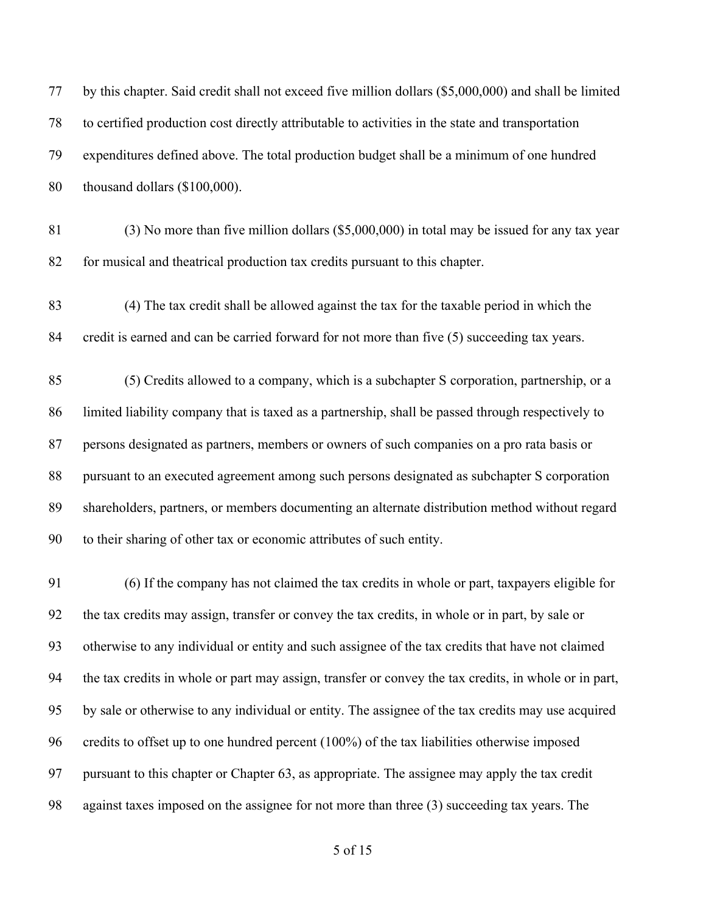by this chapter. Said credit shall not exceed five million dollars ($5,000,000) and shall be limited to certified production cost directly attributable to activities in the state and transportation expenditures defined above. The total production budget shall be a minimum of one hundred thousand dollars ($100,000).

(3) No more than five million dollars ($5,000,000) in total may be issued for any tax year for musical and theatrical production tax credits pursuant to this chapter.

(4) The tax credit shall be allowed against the tax for the taxable period in which the credit is earned and can be carried forward for not more than five (5) succeeding tax years.

(5) Credits allowed to a company, which is a subchapter S corporation, partnership, or a limited liability company that is taxed as a partnership, shall be passed through respectively to persons designated as partners, members or owners of such companies on a pro rata basis or pursuant to an executed agreement among such persons designated as subchapter S corporation shareholders, partners, or members documenting an alternate distribution method without regard to their sharing of other tax or economic attributes of such entity.

(6) If the company has not claimed the tax credits in whole or part, taxpayers eligible for the tax credits may assign, transfer or convey the tax credits, in whole or in part, by sale or otherwise to any individual or entity and such assignee of the tax credits that have not claimed the tax credits in whole or part may assign, transfer or convey the tax credits, in whole or in part, by sale or otherwise to any individual or entity. The assignee of the tax credits may use acquired credits to offset up to one hundred percent (100%) of the tax liabilities otherwise imposed pursuant to this chapter or Chapter 63, as appropriate. The assignee may apply the tax credit against taxes imposed on the assignee for not more than three (3) succeeding tax years. The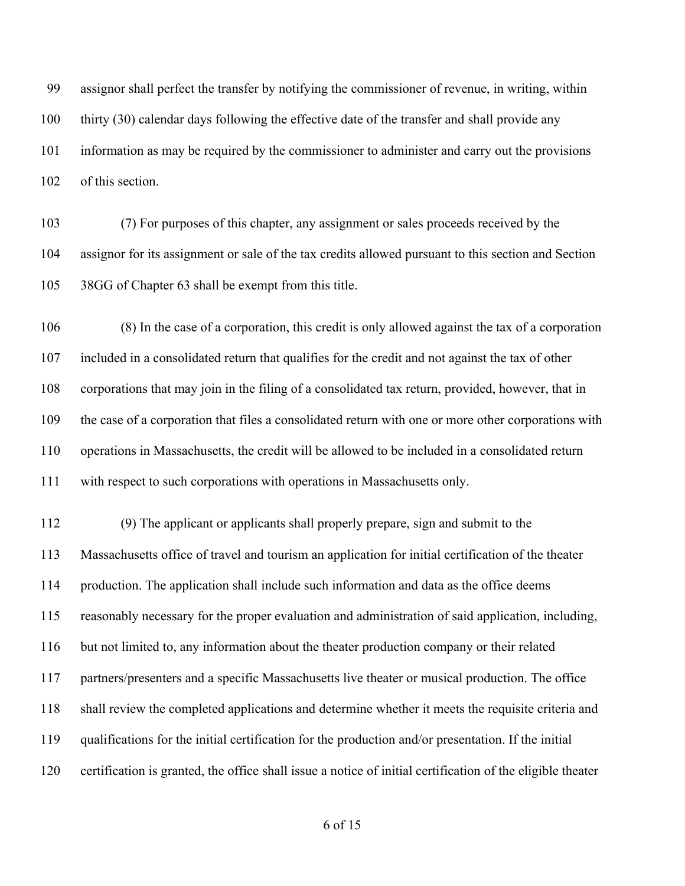assignor shall perfect the transfer by notifying the commissioner of revenue, in writing, within thirty (30) calendar days following the effective date of the transfer and shall provide any information as may be required by the commissioner to administer and carry out the provisions of this section.

(7) For purposes of this chapter, any assignment or sales proceeds received by the assignor for its assignment or sale of the tax credits allowed pursuant to this section and Section 38GG of Chapter 63 shall be exempt from this title.

(8) In the case of a corporation, this credit is only allowed against the tax of a corporation included in a consolidated return that qualifies for the credit and not against the tax of other corporations that may join in the filing of a consolidated tax return, provided, however, that in the case of a corporation that files a consolidated return with one or more other corporations with operations in Massachusetts, the credit will be allowed to be included in a consolidated return with respect to such corporations with operations in Massachusetts only.

(9) The applicant or applicants shall properly prepare, sign and submit to the Massachusetts office of travel and tourism an application for initial certification of the theater production. The application shall include such information and data as the office deems reasonably necessary for the proper evaluation and administration of said application, including, but not limited to, any information about the theater production company or their related partners/presenters and a specific Massachusetts live theater or musical production. The office shall review the completed applications and determine whether it meets the requisite criteria and qualifications for the initial certification for the production and/or presentation. If the initial certification is granted, the office shall issue a notice of initial certification of the eligible theater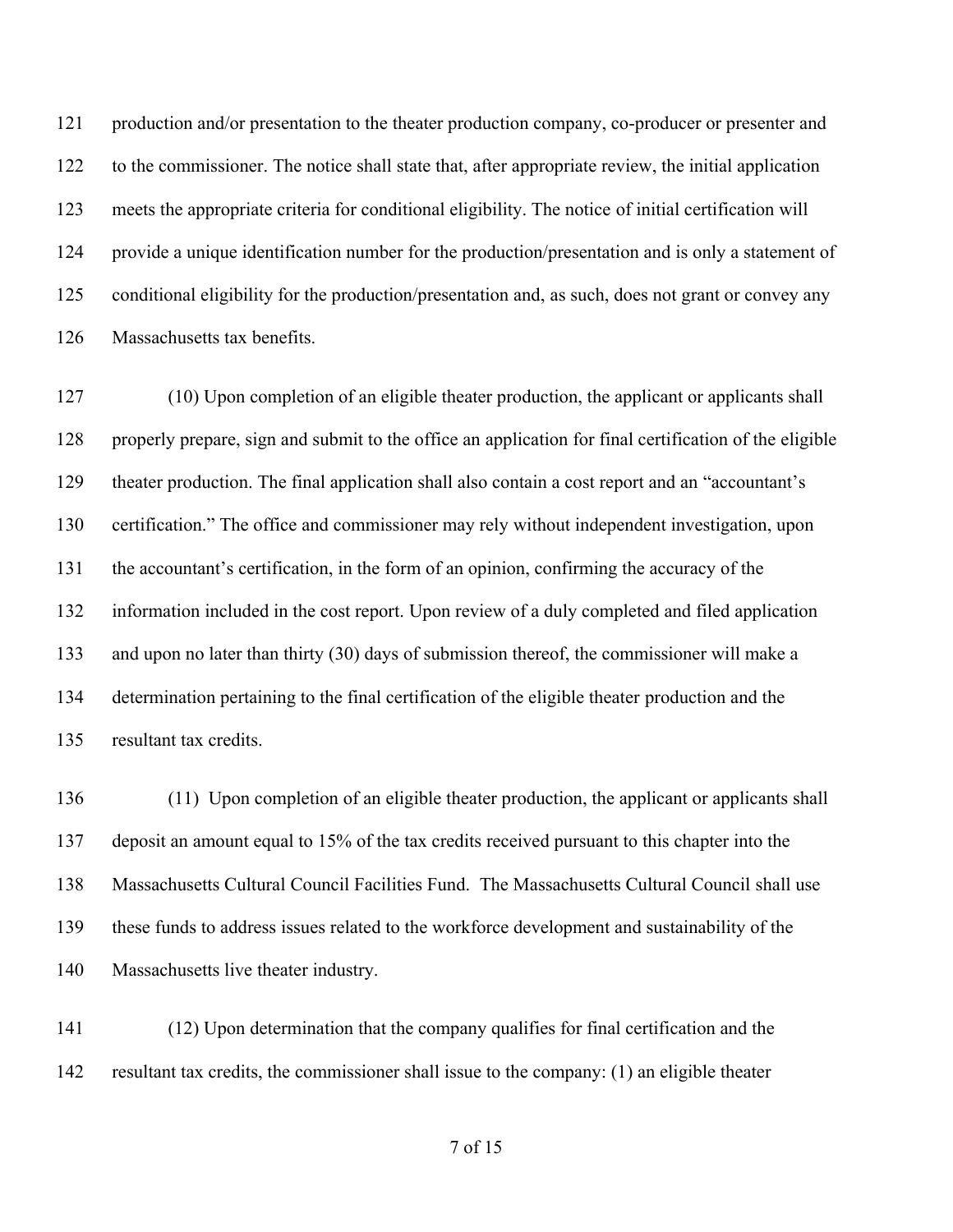production and/or presentation to the theater production company, co-producer or presenter and to the commissioner. The notice shall state that, after appropriate review, the initial application meets the appropriate criteria for conditional eligibility. The notice of initial certification will provide a unique identification number for the production/presentation and is only a statement of conditional eligibility for the production/presentation and, as such, does not grant or convey any Massachusetts tax benefits.

(10) Upon completion of an eligible theater production, the applicant or applicants shall properly prepare, sign and submit to the office an application for final certification of the eligible theater production. The final application shall also contain a cost report and an "accountant's certification." The office and commissioner may rely without independent investigation, upon the accountant's certification, in the form of an opinion, confirming the accuracy of the information included in the cost report. Upon review of a duly completed and filed application and upon no later than thirty (30) days of submission thereof, the commissioner will make a determination pertaining to the final certification of the eligible theater production and the resultant tax credits.

(11) Upon completion of an eligible theater production, the applicant or applicants shall deposit an amount equal to 15% of the tax credits received pursuant to this chapter into the Massachusetts Cultural Council Facilities Fund. The Massachusetts Cultural Council shall use these funds to address issues related to the workforce development and sustainability of the Massachusetts live theater industry.

(12) Upon determination that the company qualifies for final certification and the resultant tax credits, the commissioner shall issue to the company: (1) an eligible theater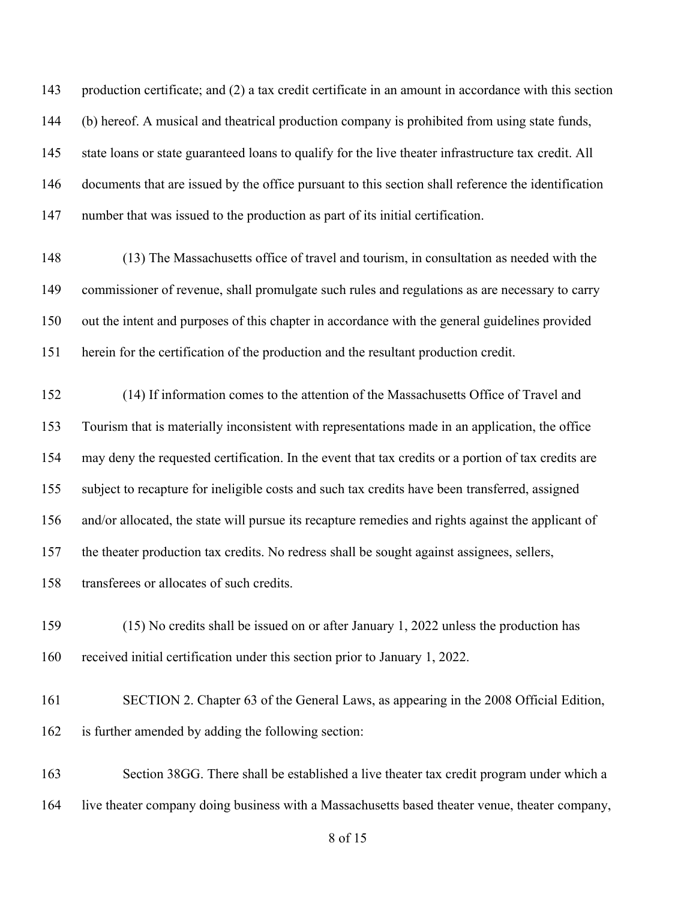production certificate; and (2) a tax credit certificate in an amount in accordance with this section (b) hereof. A musical and theatrical production company is prohibited from using state funds, state loans or state guaranteed loans to qualify for the live theater infrastructure tax credit. All documents that are issued by the office pursuant to this section shall reference the identification number that was issued to the production as part of its initial certification.

(13) The Massachusetts office of travel and tourism, in consultation as needed with the commissioner of revenue, shall promulgate such rules and regulations as are necessary to carry out the intent and purposes of this chapter in accordance with the general guidelines provided herein for the certification of the production and the resultant production credit.

(14) If information comes to the attention of the Massachusetts Office of Travel and Tourism that is materially inconsistent with representations made in an application, the office may deny the requested certification. In the event that tax credits or a portion of tax credits are subject to recapture for ineligible costs and such tax credits have been transferred, assigned and/or allocated, the state will pursue its recapture remedies and rights against the applicant of the theater production tax credits. No redress shall be sought against assignees, sellers, transferees or allocates of such credits.

(15) No credits shall be issued on or after January 1, 2022 unless the production has received initial certification under this section prior to January 1, 2022.

SECTION 2. Chapter 63 of the General Laws, as appearing in the 2008 Official Edition, is further amended by adding the following section:

Section 38GG. There shall be established a live theater tax credit program under which a live theater company doing business with a Massachusetts based theater venue, theater company,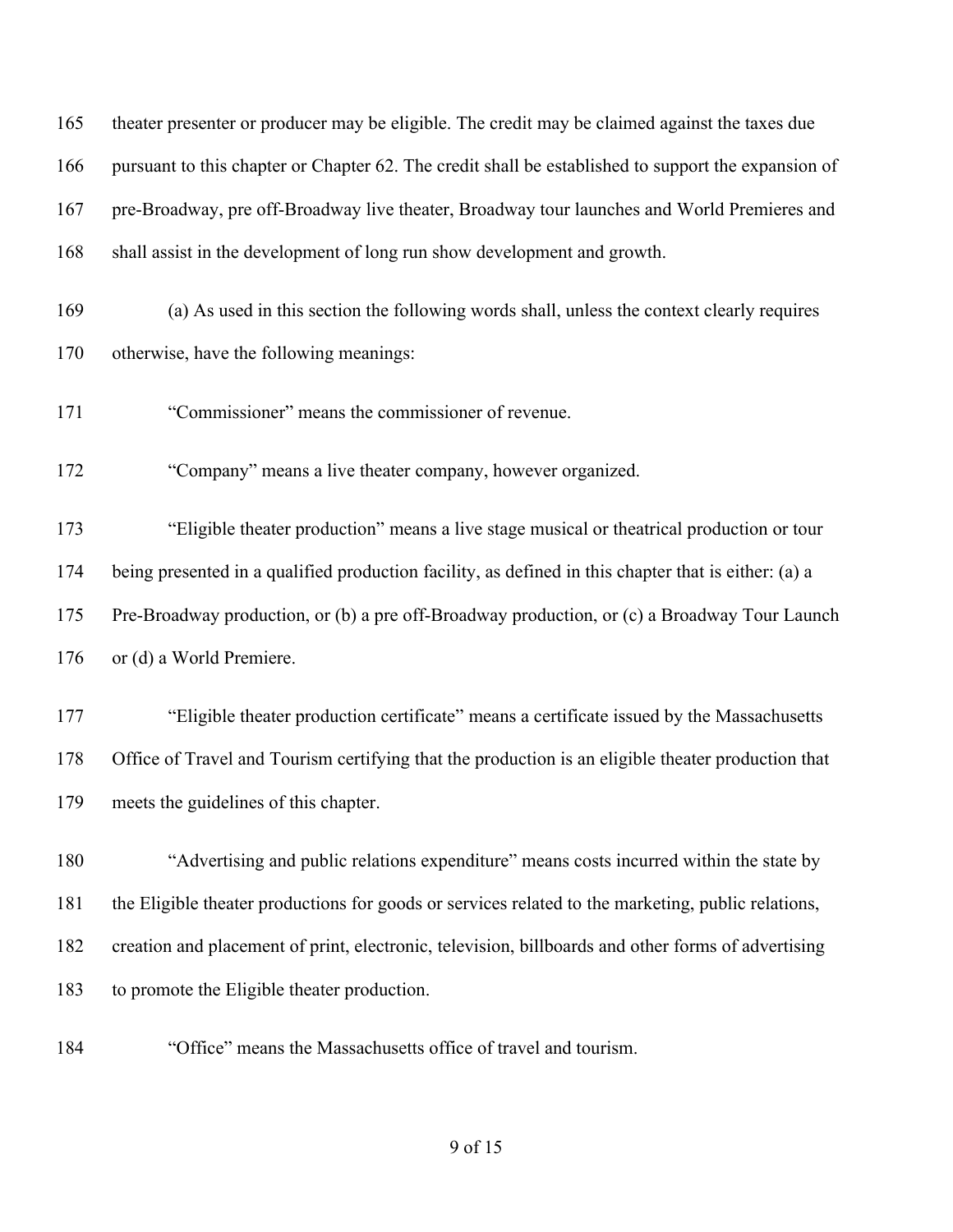theater presenter or producer may be eligible. The credit may be claimed against the taxes due pursuant to this chapter or Chapter 62. The credit shall be established to support the expansion of pre-Broadway, pre off-Broadway live theater, Broadway tour launches and World Premieres and shall assist in the development of long run show development and growth.

(a) As used in this section the following words shall, unless the context clearly requires otherwise, have the following meanings:

"Commissioner" means the commissioner of revenue.

"Company" means a live theater company, however organized.

"Eligible theater production" means a live stage musical or theatrical production or tour being presented in a qualified production facility, as defined in this chapter that is either: (a) a Pre-Broadway production, or (b) a pre off-Broadway production, or (c) a Broadway Tour Launch or (d) a World Premiere.

"Eligible theater production certificate" means a certificate issued by the Massachusetts Office of Travel and Tourism certifying that the production is an eligible theater production that meets the guidelines of this chapter.

"Advertising and public relations expenditure" means costs incurred within the state by the Eligible theater productions for goods or services related to the marketing, public relations, creation and placement of print, electronic, television, billboards and other forms of advertising to promote the Eligible theater production.

"Office" means the Massachusetts office of travel and tourism.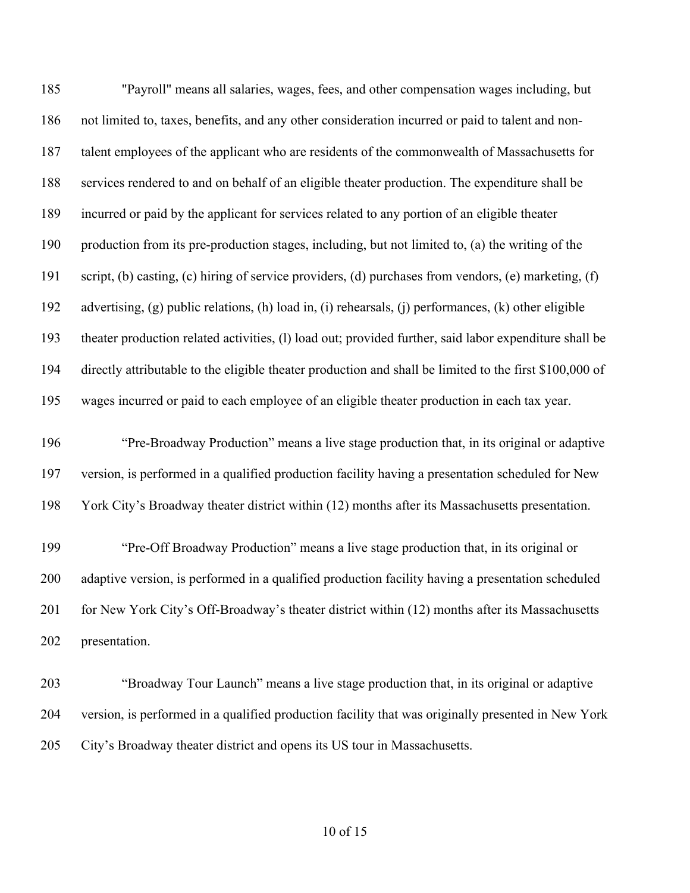"Payroll" means all salaries, wages, fees, and other compensation wages including, but not limited to, taxes, benefits, and any other consideration incurred or paid to talent and non-talent employees of the applicant who are residents of the commonwealth of Massachusetts for services rendered to and on behalf of an eligible theater production. The expenditure shall be incurred or paid by the applicant for services related to any portion of an eligible theater production from its pre-production stages, including, but not limited to, (a) the writing of the script, (b) casting, (c) hiring of service providers, (d) purchases from vendors, (e) marketing, (f) advertising, (g) public relations, (h) load in, (i) rehearsals, (j) performances, (k) other eligible theater production related activities, (l) load out; provided further, said labor expenditure shall be directly attributable to the eligible theater production and shall be limited to the first $100,000 of wages incurred or paid to each employee of an eligible theater production in each tax year.

"Pre-Broadway Production" means a live stage production that, in its original or adaptive version, is performed in a qualified production facility having a presentation scheduled for New York City's Broadway theater district within (12) months after its Massachusetts presentation.

"Pre-Off Broadway Production" means a live stage production that, in its original or adaptive version, is performed in a qualified production facility having a presentation scheduled for New York City's Off-Broadway's theater district within (12) months after its Massachusetts presentation.

"Broadway Tour Launch" means a live stage production that, in its original or adaptive version, is performed in a qualified production facility that was originally presented in New York City's Broadway theater district and opens its US tour in Massachusetts.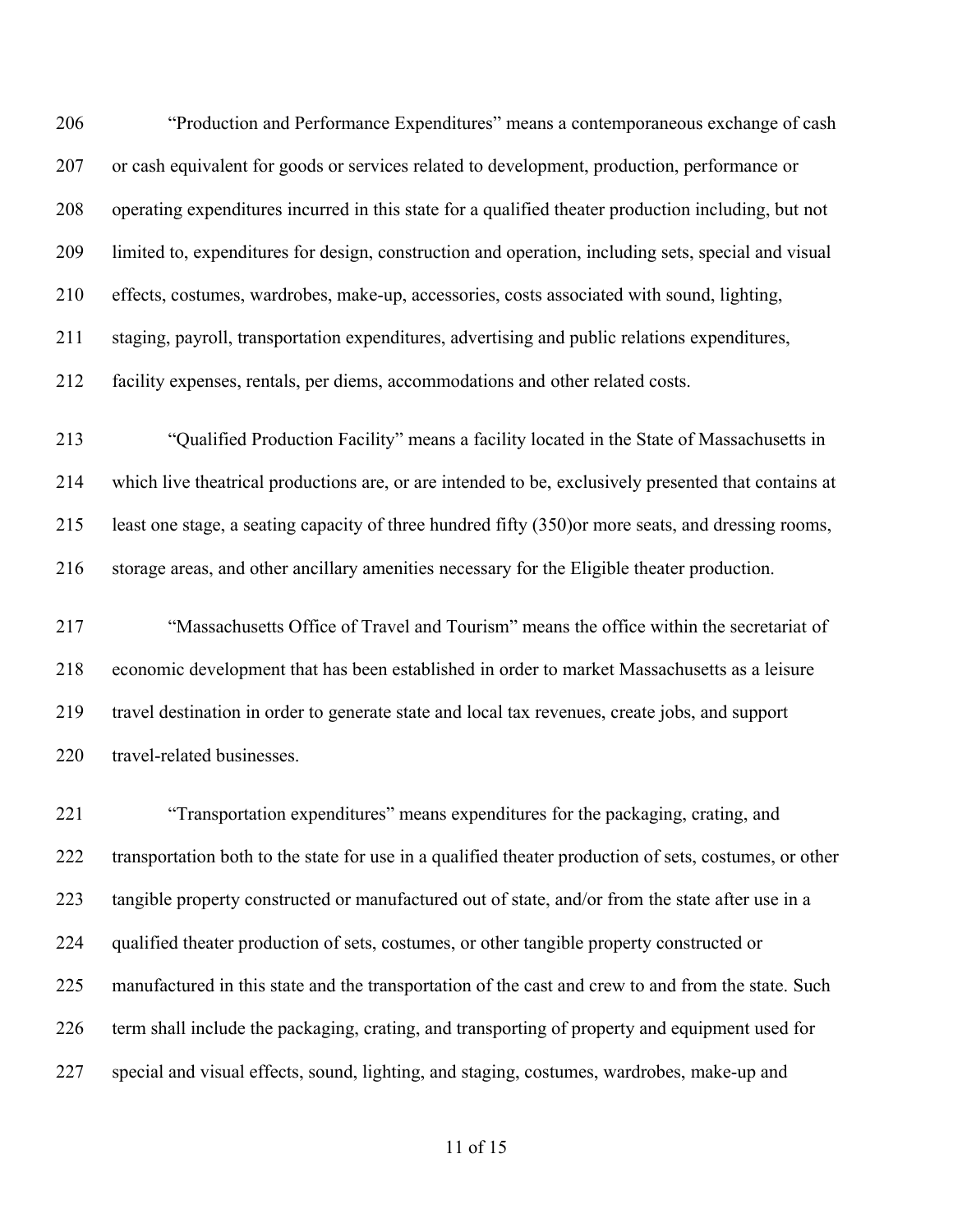"Production and Performance Expenditures" means a contemporaneous exchange of cash or cash equivalent for goods or services related to development, production, performance or operating expenditures incurred in this state for a qualified theater production including, but not limited to, expenditures for design, construction and operation, including sets, special and visual effects, costumes, wardrobes, make-up, accessories, costs associated with sound, lighting, staging, payroll, transportation expenditures, advertising and public relations expenditures, facility expenses, rentals, per diems, accommodations and other related costs.

"Qualified Production Facility" means a facility located in the State of Massachusetts in which live theatrical productions are, or are intended to be, exclusively presented that contains at least one stage, a seating capacity of three hundred fifty (350)or more seats, and dressing rooms, storage areas, and other ancillary amenities necessary for the Eligible theater production.

"Massachusetts Office of Travel and Tourism" means the office within the secretariat of economic development that has been established in order to market Massachusetts as a leisure travel destination in order to generate state and local tax revenues, create jobs, and support travel-related businesses.

"Transportation expenditures" means expenditures for the packaging, crating, and transportation both to the state for use in a qualified theater production of sets, costumes, or other tangible property constructed or manufactured out of state, and/or from the state after use in a qualified theater production of sets, costumes, or other tangible property constructed or manufactured in this state and the transportation of the cast and crew to and from the state. Such term shall include the packaging, crating, and transporting of property and equipment used for special and visual effects, sound, lighting, and staging, costumes, wardrobes, make-up and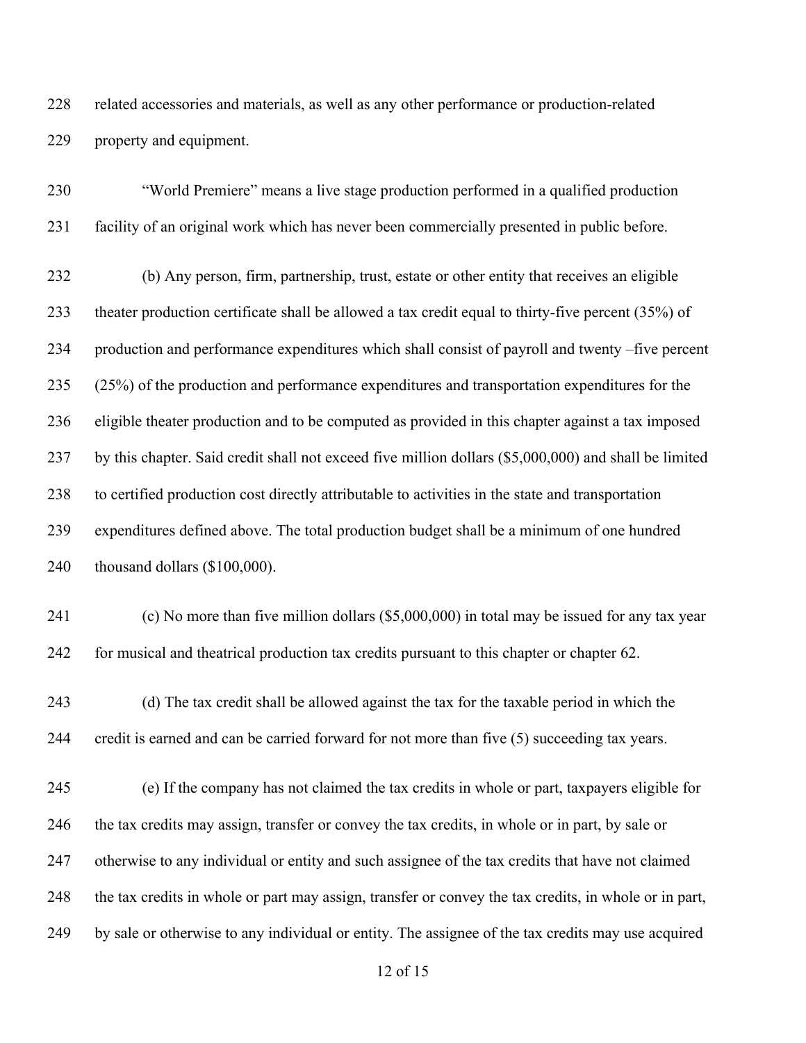related accessories and materials, as well as any other performance or production-related property and equipment.

"World Premiere" means a live stage production performed in a qualified production facility of an original work which has never been commercially presented in public before.

(b) Any person, firm, partnership, trust, estate or other entity that receives an eligible theater production certificate shall be allowed a tax credit equal to thirty-five percent (35%) of production and performance expenditures which shall consist of payroll and twenty –five percent (25%) of the production and performance expenditures and transportation expenditures for the eligible theater production and to be computed as provided in this chapter against a tax imposed by this chapter. Said credit shall not exceed five million dollars ($5,000,000) and shall be limited to certified production cost directly attributable to activities in the state and transportation expenditures defined above. The total production budget shall be a minimum of one hundred thousand dollars ($100,000).

(c) No more than five million dollars ($5,000,000) in total may be issued for any tax year for musical and theatrical production tax credits pursuant to this chapter or chapter 62.

(d) The tax credit shall be allowed against the tax for the taxable period in which the credit is earned and can be carried forward for not more than five (5) succeeding tax years.

(e) If the company has not claimed the tax credits in whole or part, taxpayers eligible for the tax credits may assign, transfer or convey the tax credits, in whole or in part, by sale or otherwise to any individual or entity and such assignee of the tax credits that have not claimed the tax credits in whole or part may assign, transfer or convey the tax credits, in whole or in part, by sale or otherwise to any individual or entity. The assignee of the tax credits may use acquired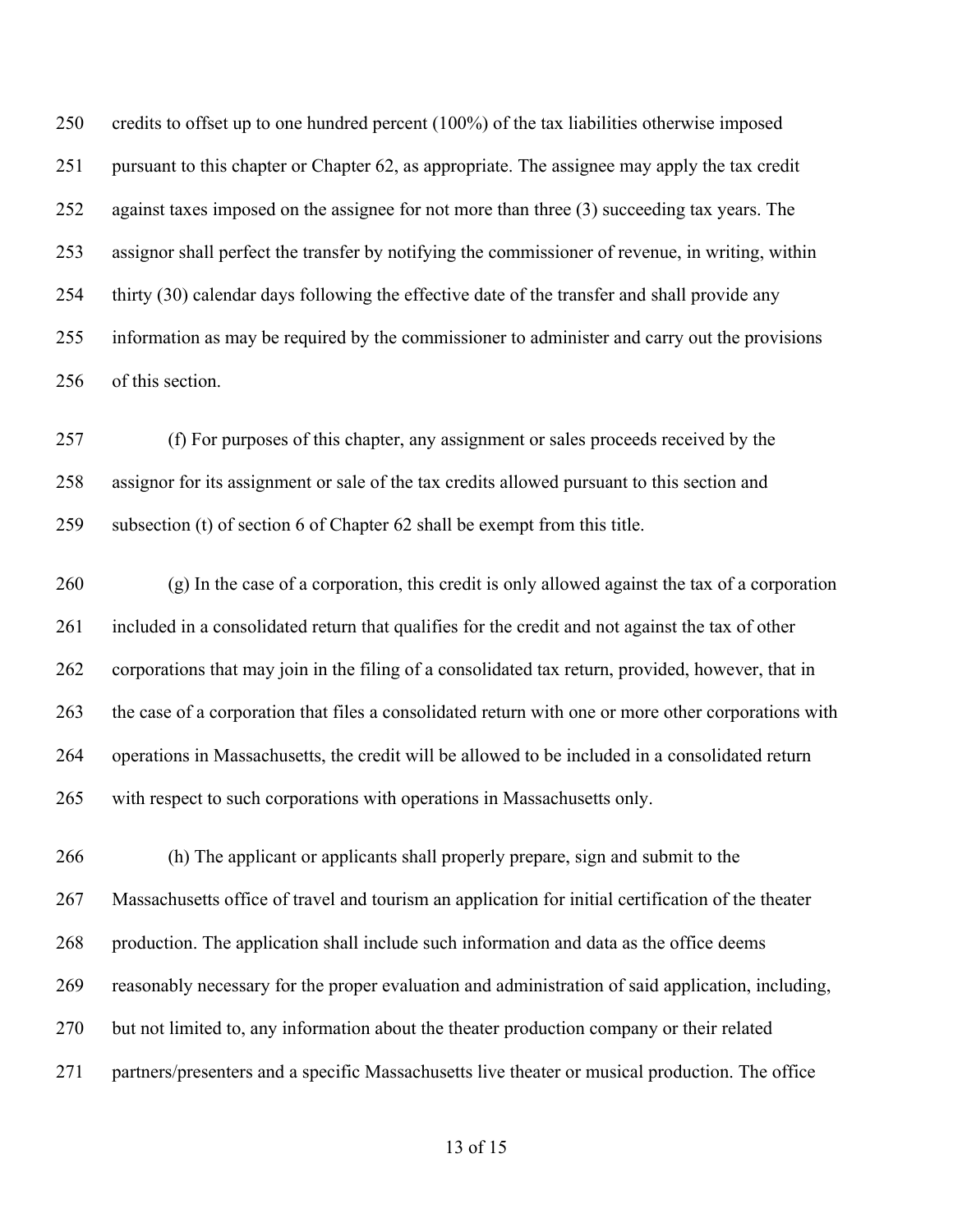credits to offset up to one hundred percent (100%) of the tax liabilities otherwise imposed pursuant to this chapter or Chapter 62, as appropriate. The assignee may apply the tax credit against taxes imposed on the assignee for not more than three (3) succeeding tax years. The assignor shall perfect the transfer by notifying the commissioner of revenue, in writing, within thirty (30) calendar days following the effective date of the transfer and shall provide any information as may be required by the commissioner to administer and carry out the provisions of this section.

(f) For purposes of this chapter, any assignment or sales proceeds received by the assignor for its assignment or sale of the tax credits allowed pursuant to this section and subsection (t) of section 6 of Chapter 62 shall be exempt from this title.

(g) In the case of a corporation, this credit is only allowed against the tax of a corporation included in a consolidated return that qualifies for the credit and not against the tax of other corporations that may join in the filing of a consolidated tax return, provided, however, that in the case of a corporation that files a consolidated return with one or more other corporations with operations in Massachusetts, the credit will be allowed to be included in a consolidated return with respect to such corporations with operations in Massachusetts only.

(h) The applicant or applicants shall properly prepare, sign and submit to the Massachusetts office of travel and tourism an application for initial certification of the theater production. The application shall include such information and data as the office deems reasonably necessary for the proper evaluation and administration of said application, including, but not limited to, any information about the theater production company or their related partners/presenters and a specific Massachusetts live theater or musical production. The office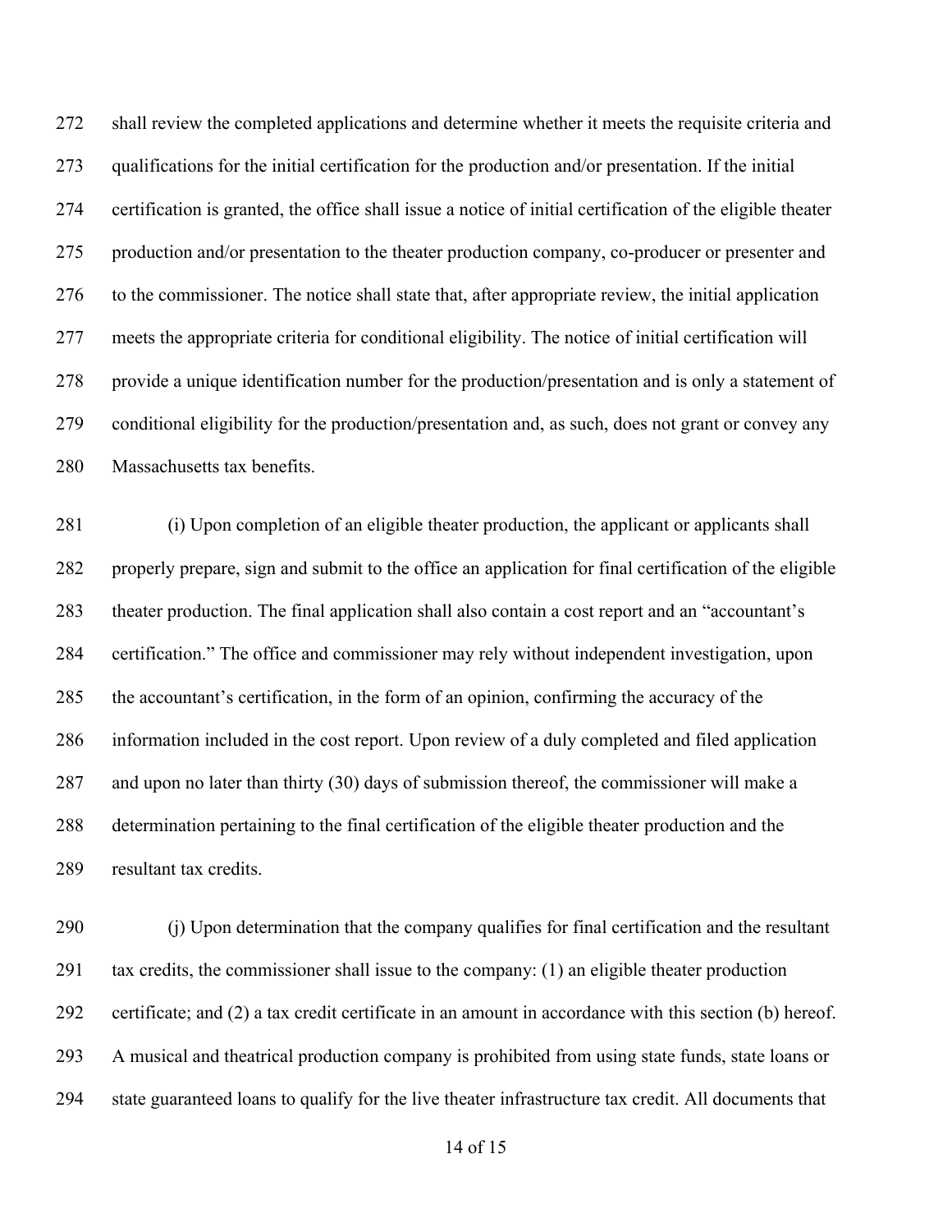shall review the completed applications and determine whether it meets the requisite criteria and qualifications for the initial certification for the production and/or presentation. If the initial certification is granted, the office shall issue a notice of initial certification of the eligible theater production and/or presentation to the theater production company, co-producer or presenter and to the commissioner. The notice shall state that, after appropriate review, the initial application meets the appropriate criteria for conditional eligibility. The notice of initial certification will provide a unique identification number for the production/presentation and is only a statement of conditional eligibility for the production/presentation and, as such, does not grant or convey any Massachusetts tax benefits.

(i) Upon completion of an eligible theater production, the applicant or applicants shall properly prepare, sign and submit to the office an application for final certification of the eligible theater production. The final application shall also contain a cost report and an "accountant's certification." The office and commissioner may rely without independent investigation, upon the accountant's certification, in the form of an opinion, confirming the accuracy of the information included in the cost report. Upon review of a duly completed and filed application and upon no later than thirty (30) days of submission thereof, the commissioner will make a determination pertaining to the final certification of the eligible theater production and the resultant tax credits.

(j) Upon determination that the company qualifies for final certification and the resultant tax credits, the commissioner shall issue to the company: (1) an eligible theater production certificate; and (2) a tax credit certificate in an amount in accordance with this section (b) hereof. A musical and theatrical production company is prohibited from using state funds, state loans or state guaranteed loans to qualify for the live theater infrastructure tax credit. All documents that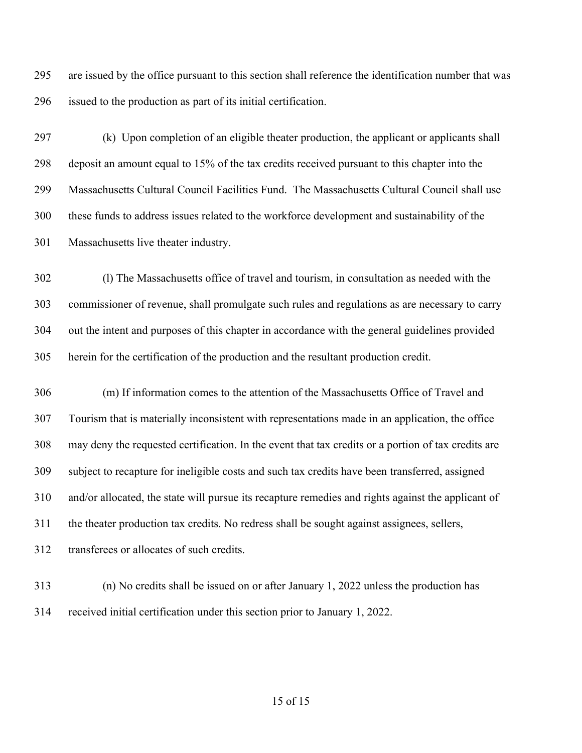are issued by the office pursuant to this section shall reference the identification number that was issued to the production as part of its initial certification.

(k) Upon completion of an eligible theater production, the applicant or applicants shall deposit an amount equal to 15% of the tax credits received pursuant to this chapter into the Massachusetts Cultural Council Facilities Fund. The Massachusetts Cultural Council shall use these funds to address issues related to the workforce development and sustainability of the Massachusetts live theater industry.

(l) The Massachusetts office of travel and tourism, in consultation as needed with the commissioner of revenue, shall promulgate such rules and regulations as are necessary to carry out the intent and purposes of this chapter in accordance with the general guidelines provided herein for the certification of the production and the resultant production credit.

(m) If information comes to the attention of the Massachusetts Office of Travel and Tourism that is materially inconsistent with representations made in an application, the office may deny the requested certification. In the event that tax credits or a portion of tax credits are subject to recapture for ineligible costs and such tax credits have been transferred, assigned and/or allocated, the state will pursue its recapture remedies and rights against the applicant of the theater production tax credits. No redress shall be sought against assignees, sellers, transferees or allocates of such credits.

(n) No credits shall be issued on or after January 1, 2022 unless the production has received initial certification under this section prior to January 1, 2022.